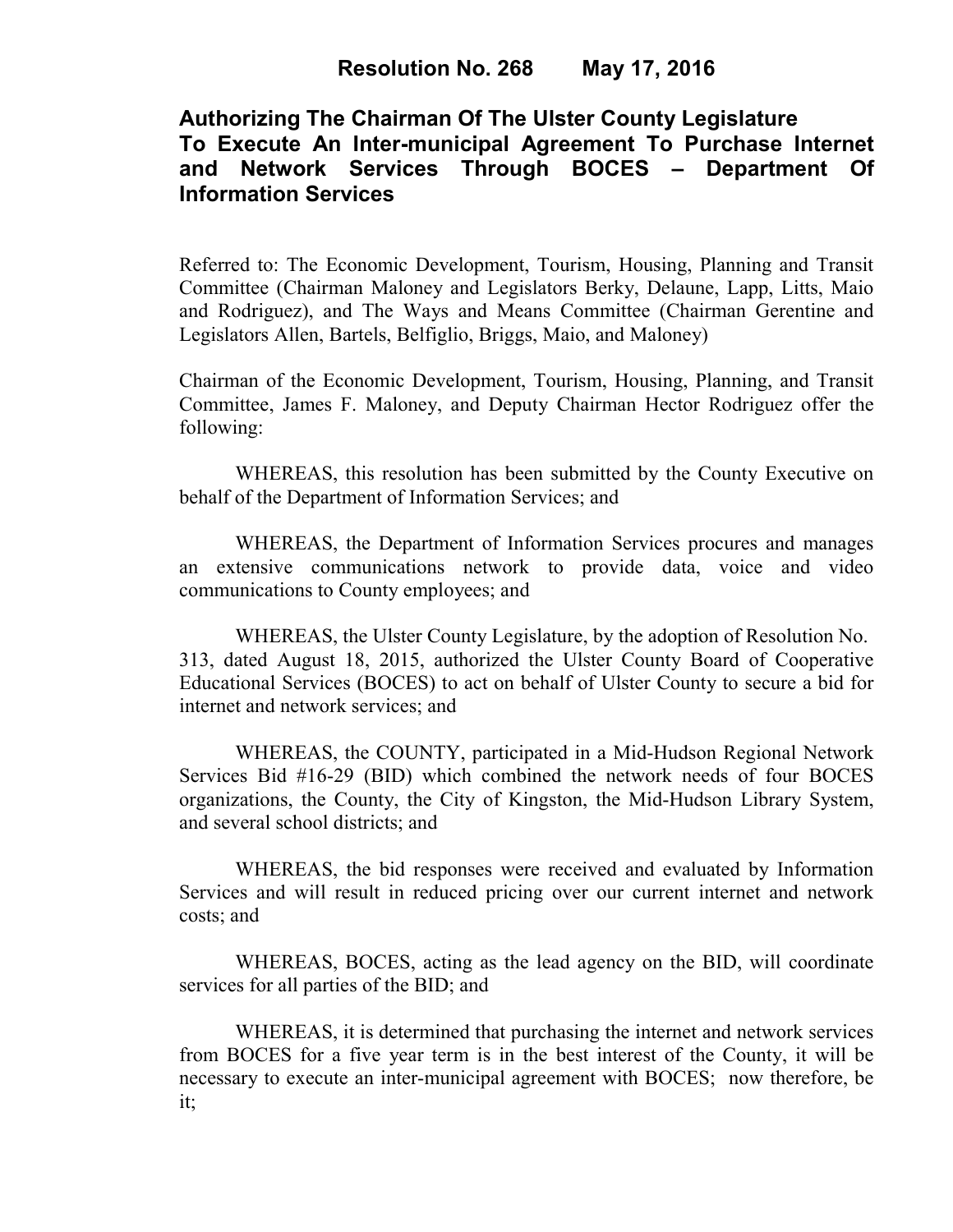# Resolution No. 268 May 17, 2016

## Authorizing The Chairman Of The Ulster County Legislature To Execute An Inter-municipal Agreement To Purchase Internet and Network Services Through BOCES – Department Of Information Services

Referred to: The Economic Development, Tourism, Housing, Planning and Transit Committee (Chairman Maloney and Legislators Berky, Delaune, Lapp, Litts, Maio and Rodriguez), and The Ways and Means Committee (Chairman Gerentine and Legislators Allen, Bartels, Belfiglio, Briggs, Maio, and Maloney)

Chairman of the Economic Development, Tourism, Housing, Planning, and Transit Committee, James F. Maloney, and Deputy Chairman Hector Rodriguez offer the following:

WHEREAS, this resolution has been submitted by the County Executive on behalf of the Department of Information Services; and

WHEREAS, the Department of Information Services procures and manages an extensive communications network to provide data, voice and video communications to County employees; and

WHEREAS, the Ulster County Legislature, by the adoption of Resolution No. 313, dated August 18, 2015, authorized the Ulster County Board of Cooperative Educational Services (BOCES) to act on behalf of Ulster County to secure a bid for internet and network services; and

WHEREAS, the COUNTY, participated in a Mid-Hudson Regional Network Services Bid #16-29 (BID) which combined the network needs of four BOCES organizations, the County, the City of Kingston, the Mid-Hudson Library System, and several school districts; and

WHEREAS, the bid responses were received and evaluated by Information Services and will result in reduced pricing over our current internet and network costs; and

WHEREAS, BOCES, acting as the lead agency on the BID, will coordinate services for all parties of the BID; and

WHEREAS, it is determined that purchasing the internet and network services from BOCES for a five year term is in the best interest of the County, it will be necessary to execute an inter-municipal agreement with BOCES; now therefore, be it;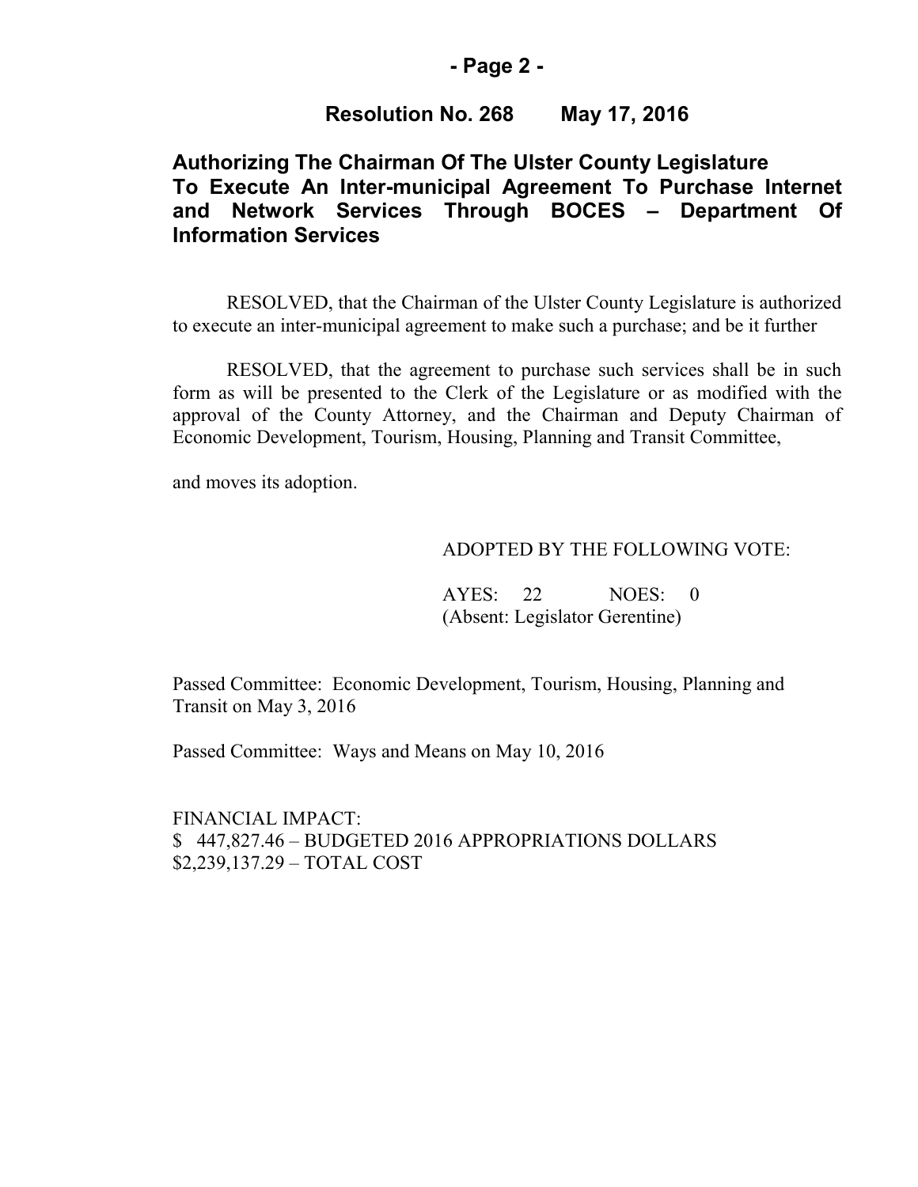**Resolution No. 268 May 17, 2016**

## Authorizing The Chairman Of The Ulster County Legislature To Execute An Inter-municipal Agreement To Purchase Internet and Network Services Through BOCES – Department Of Information Services

RESOLVED, that the Chairman of the Ulster County Legislature is authorized to execute an inter-municipal agreement to make such a purchase; and be it further

RESOLVED, that the agreement to purchase such services shall be in such form as will be presented to the Clerk of the Legislature or as modified with the approval of the County Attorney, and the Chairman and Deputy Chairman of Economic Development, Tourism, Housing, Planning and Transit Committee,

and moves its adoption.

ADOPTED BY THE FOLLOWING VOTE:

AYES: 22 NOES: 0
(Absent: Legislator Gerentine)

Passed Committee: Economic Development, Tourism, Housing, Planning and Transit on May 3, 2016

Passed Committee: Ways and Means on May 10, 2016

FINANCIAL IMPACT:
$ 447,827.46 – BUDGETED 2016 APPROPRIATIONS DOLLARS
$2,239,137.29 – TOTAL COST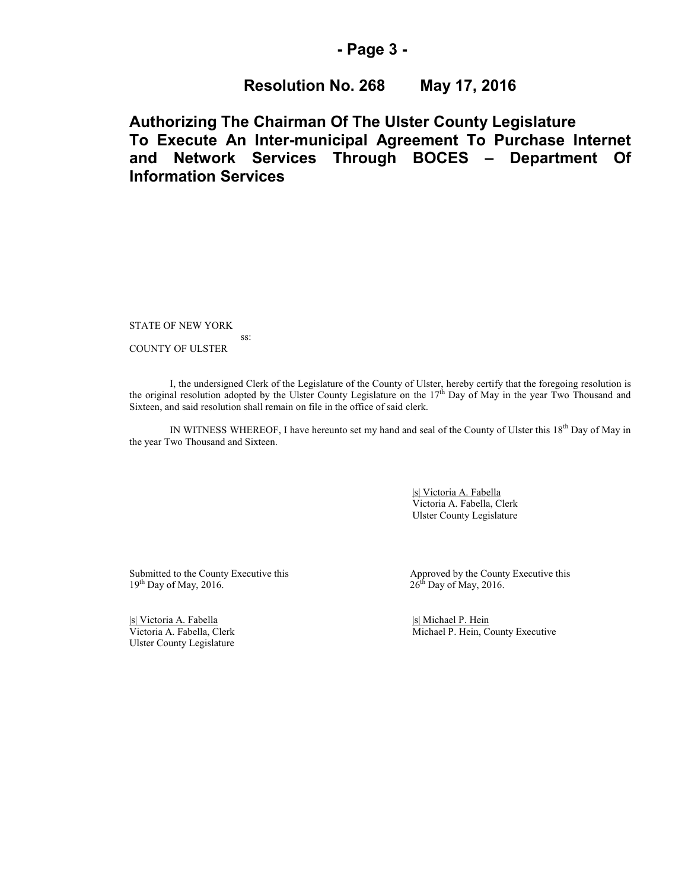## Resolution No. 268 May 17, 2016

## Authorizing The Chairman Of The Ulster County Legislature To Execute An Inter-municipal Agreement To Purchase Internet and Network Services Through BOCES – Department Of Information Services

STATE OF NEW YORK
ss:
COUNTY OF ULSTER

I, the undersigned Clerk of the Legislature of the County of Ulster, hereby certify that the foregoing resolution is the original resolution adopted by the Ulster County Legislature on the 17th Day of May in the year Two Thousand and Sixteen, and said resolution shall remain on file in the office of said clerk.

IN WITNESS WHEREOF, I have hereunto set my hand and seal of the County of Ulster this 18th Day of May in the year Two Thousand and Sixteen.

|s| Victoria A. Fabella
Victoria A. Fabella, Clerk
Ulster County Legislature

Submitted to the County Executive this 19th Day of May, 2016.

|s| Victoria A. Fabella
Victoria A. Fabella, Clerk
Ulster County Legislature

Approved by the County Executive this 26th Day of May, 2016.

|s| Michael P. Hein
Michael P. Hein, County Executive